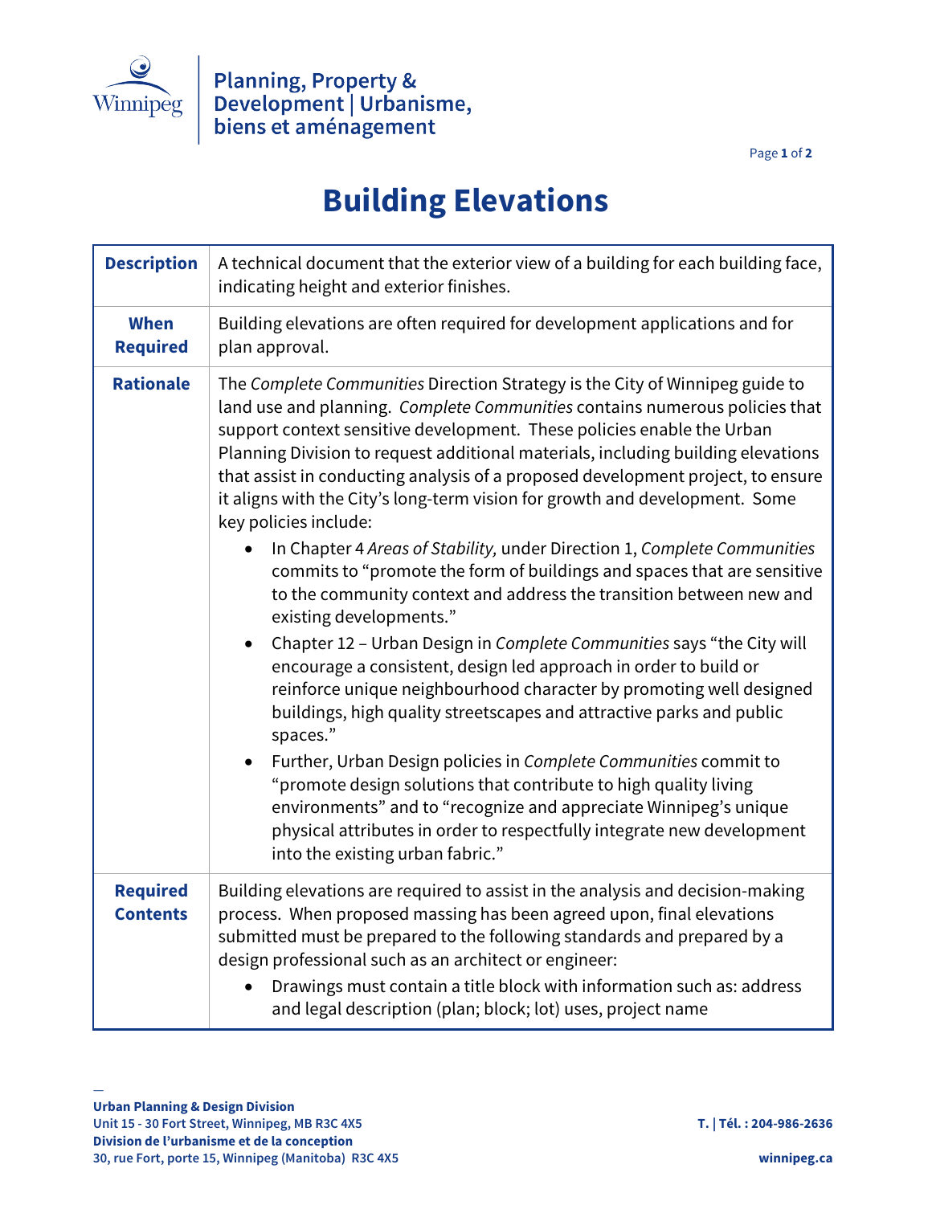Planning, Property & Development | Urbanisme, biens et aménagement

# Building Elevations

| | |
|---|---|
| **Description** | A technical document that the exterior view of a building for each building face, indicating height and exterior finishes. |
| **When Required** | Building elevations are often required for development applications and for plan approval. |
| **Rationale** | The *Complete Communities* Direction Strategy is the City of Winnipeg guide to land use and planning. *Complete Communities* contains numerous policies that support context sensitive development. These policies enable the Urban Planning Division to request additional materials, including building elevations that assist in conducting analysis of a proposed development project, to ensure it aligns with the City's long-term vision for growth and development. Some key policies include:<br>• In Chapter 4 *Areas of Stability,* under Direction 1, *Complete Communities* commits to "promote the form of buildings and spaces that are sensitive to the community context and address the transition between new and existing developments."<br>• Chapter 12 – Urban Design in *Complete Communities* says "the City will encourage a consistent, design led approach in order to build or reinforce unique neighbourhood character by promoting well designed buildings, high quality streetscapes and attractive parks and public spaces."<br>• Further, Urban Design policies in *Complete Communities* commit to "promote design solutions that contribute to high quality living environments" and to "recognize and appreciate Winnipeg's unique physical attributes in order to respectfully integrate new development into the existing urban fabric." |
| **Required Contents** | Building elevations are required to assist in the analysis and decision-making process. When proposed massing has been agreed upon, final elevations submitted must be prepared to the following standards and prepared by a design professional such as an architect or engineer:<br>• Drawings must contain a title block with information such as: address and legal description (plan; block; lot) uses, project name |

Urban Planning & Design Division
Unit 15 - 30 Fort Street, Winnipeg, MB R3C 4X5
Division de l'urbanisme et de la conception
30, rue Fort, porte 15, Winnipeg (Manitoba) R3C 4X5

T. | Tél. : 204-986-2636
winnipeg.ca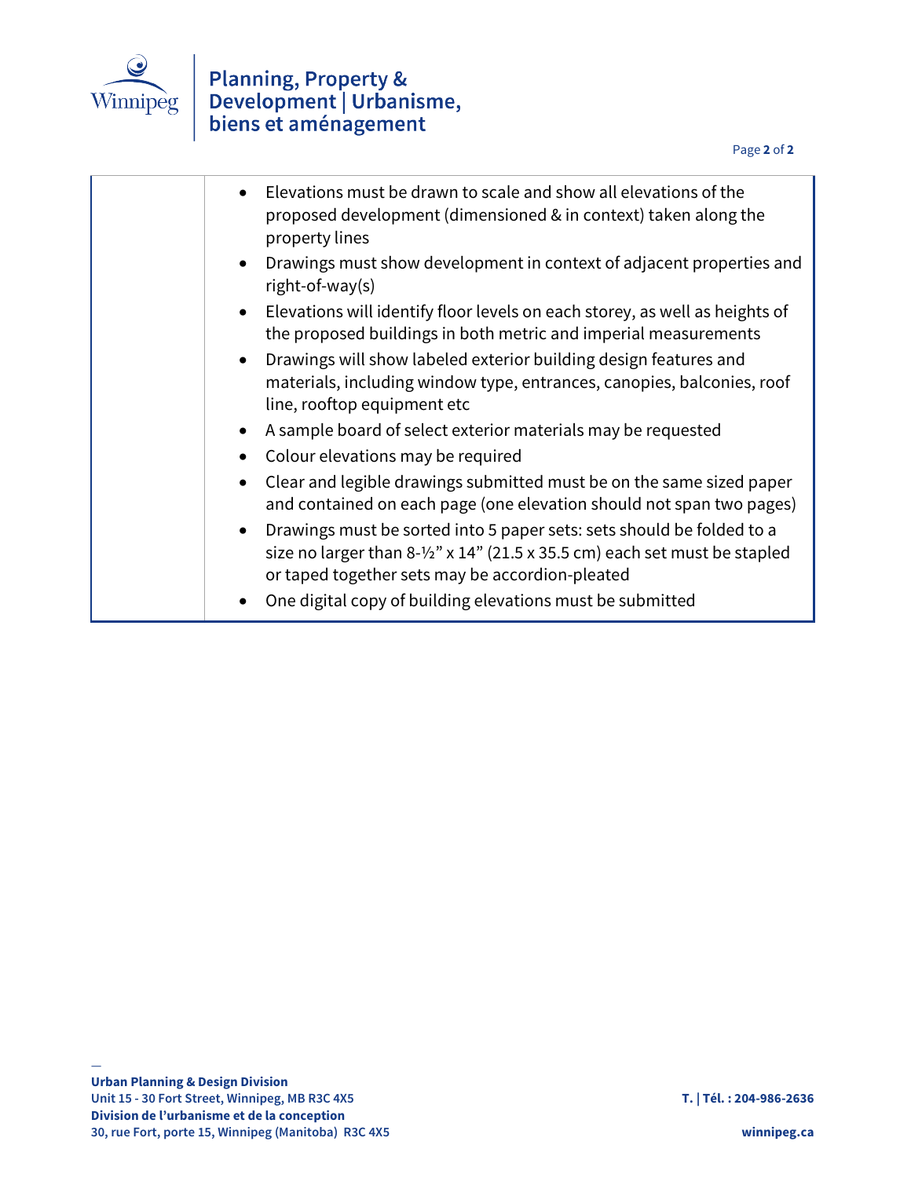| | |
|---|---|
| | • Elevations must be drawn to scale and show all elevations of the proposed development (dimensioned & in context) taken along the property lines<br>• Drawings must show development in context of adjacent properties and right-of-way(s)<br>• Elevations will identify floor levels on each storey, as well as heights of the proposed buildings in both metric and imperial measurements<br>• Drawings will show labeled exterior building design features and materials, including window type, entrances, canopies, balconies, roof line, rooftop equipment etc<br>• A sample board of select exterior materials may be requested<br>• Colour elevations may be required<br>• Clear and legible drawings submitted must be on the same sized paper and contained on each page (one elevation should not span two pages)<br>• Drawings must be sorted into 5 paper sets: sets should be folded to a size no larger than 8-½" x 14" (21.5 x 35.5 cm) each set must be stapled or taped together sets may be accordion-pleated<br>• One digital copy of building elevations must be submitted |

—
**Urban Planning & Design Division**
**Unit 15 - 30 Fort Street, Winnipeg, MB R3C 4X5**
**Division de l'urbanisme et de la conception**
**30, rue Fort, porte 15, Winnipeg (Manitoba) R3C 4X5**

**T. | Tél. : 204-986-2636**
**winnipeg.ca**